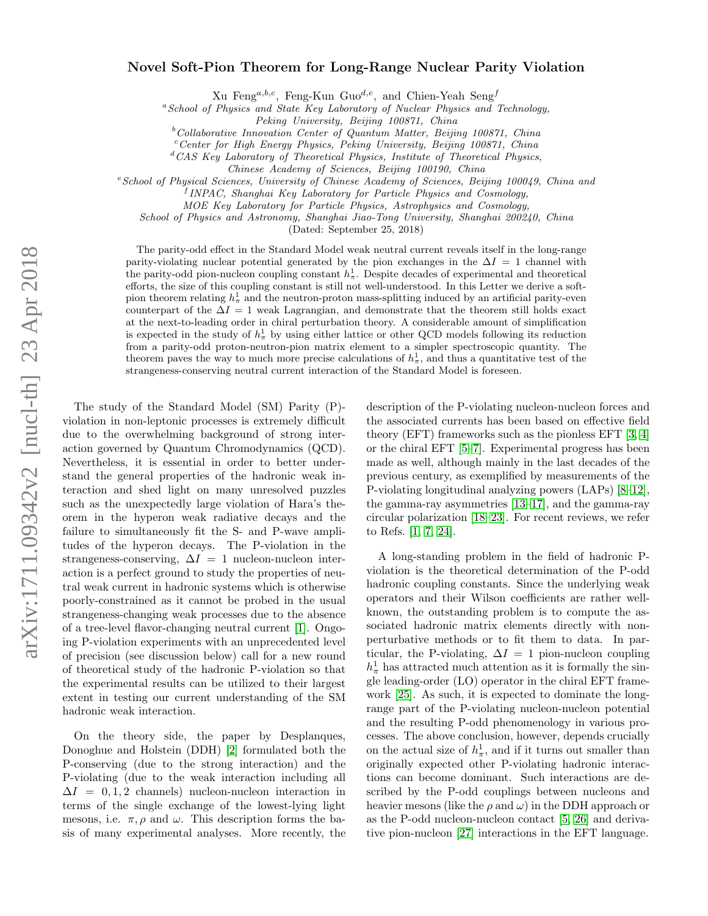# Novel Soft-Pion Theorem for Long-Range Nuclear Parity Violation

Xu Feng[a,b,c], Feng-Kun Guo[d,e], and Chien-Yeah Seng[f]

[a] *School of Physics and State Key Laboratory of Nuclear Physics and Technology, Peking University, Beijing 100871, China*
[b] *Collaborative Innovation Center of Quantum Matter, Beijing 100871, China*
[c] *Center for High Energy Physics, Peking University, Beijing 100871, China*
[d] *CAS Key Laboratory of Theoretical Physics, Institute of Theoretical Physics, Chinese Academy of Sciences, Beijing 100190, China*
[e] *School of Physical Sciences, University of Chinese Academy of Sciences, Beijing 100049, China and*
[f] *INPAC, Shanghai Key Laboratory for Particle Physics and Cosmology, MOE Key Laboratory for Particle Physics, Astrophysics and Cosmology, School of Physics and Astronomy, Shanghai Jiao-Tong University, Shanghai 200240, China*

(Dated: September 25, 2018)

The parity-odd effect in the Standard Model weak neutral current reveals itself in the long-range parity-violating nuclear potential generated by the pion exchanges in the $\Delta I = 1$ channel with the parity-odd pion-nucleon coupling constant $h_\pi^1$. Despite decades of experimental and theoretical efforts, the size of this coupling constant is still not well-understood. In this Letter we derive a soft-pion theorem relating $h_\pi^1$ and the neutron-proton mass-splitting induced by an artificial parity-even counterpart of the $\Delta I = 1$ weak Lagrangian, and demonstrate that the theorem still holds exact at the next-to-leading order in chiral perturbation theory. A considerable amount of simplification is expected in the study of $h_\pi^1$ by using either lattice or other QCD models following its reduction from a parity-odd proton-neutron-pion matrix element to a simpler spectroscopic quantity. The theorem paves the way to much more precise calculations of $h_\pi^1$, and thus a quantitative test of the strangeness-conserving neutral current interaction of the Standard Model is foreseen.

The study of the Standard Model (SM) Parity (P)-violation in non-leptonic processes is extremely difficult due to the overwhelming background of strong interaction governed by Quantum Chromodynamics (QCD). Nevertheless, it is essential in order to better understand the general properties of the hadronic weak interaction and shed light on many unresolved puzzles such as the unexpectedly large violation of Hara's theorem in the hyperon weak radiative decays and the failure to simultaneously fit the S- and P-wave amplitudes of the hyperon decays. The P-violation in the strangeness-conserving, $\Delta I = 1$ nucleon-nucleon interaction is a perfect ground to study the properties of neutral weak current in hadronic systems which is otherwise poorly-constrained as it cannot be probed in the usual strangeness-changing weak processes due to the absence of a tree-level flavor-changing neutral current [1]. Ongoing P-violation experiments with an unprecedented level of precision (see discussion below) call for a new round of theoretical study of the hadronic P-violation so that the experimental results can be utilized to their largest extent in testing our current understanding of the SM hadronic weak interaction.

On the theory side, the paper by Desplanques, Donoghue and Holstein (DDH) [2] formulated both the P-conserving (due to the strong interaction) and the P-violating (due to the weak interaction including all $\Delta I = 0, 1, 2$ channels) nucleon-nucleon interaction in terms of the single exchange of the lowest-lying light mesons, i.e. $\pi, \rho$ and $\omega$. This description forms the basis of many experimental analyses. More recently, the description of the P-violating nucleon-nucleon forces and the associated currents has been based on effective field theory (EFT) frameworks such as the pionless EFT [3, 4] or the chiral EFT [5–7]. Experimental progress has been made as well, although mainly in the last decades of the previous century, as exemplified by measurements of the P-violating longitudinal analyzing powers (LAPs) [8–12], the gamma-ray asymmetries [13–17], and the gamma-ray circular polarization [18–23]. For recent reviews, we refer to Refs. [1, 7, 24].

A long-standing problem in the field of hadronic P-violation is the theoretical determination of the P-odd hadronic coupling constants. Since the underlying weak operators and their Wilson coefficients are rather well-known, the outstanding problem is to compute the associated hadronic matrix elements directly with non-perturbative methods or to fit them to data. In particular, the P-violating, $\Delta I = 1$ pion-nucleon coupling $h_\pi^1$ has attracted much attention as it is formally the single leading-order (LO) operator in the chiral EFT framework [25]. As such, it is expected to dominate the long-range part of the P-violating nucleon-nucleon potential and the resulting P-odd phenomenology in various processes. The above conclusion, however, depends crucially on the actual size of $h_\pi^1$, and if it turns out smaller than originally expected other P-violating hadronic interactions can become dominant. Such interactions are described by the P-odd couplings between nucleons and heavier mesons (like the $\rho$ and $\omega$) in the DDH approach or as the P-odd nucleon-nucleon contact [5, 26] and derivative pion-nucleon [27] interactions in the EFT language.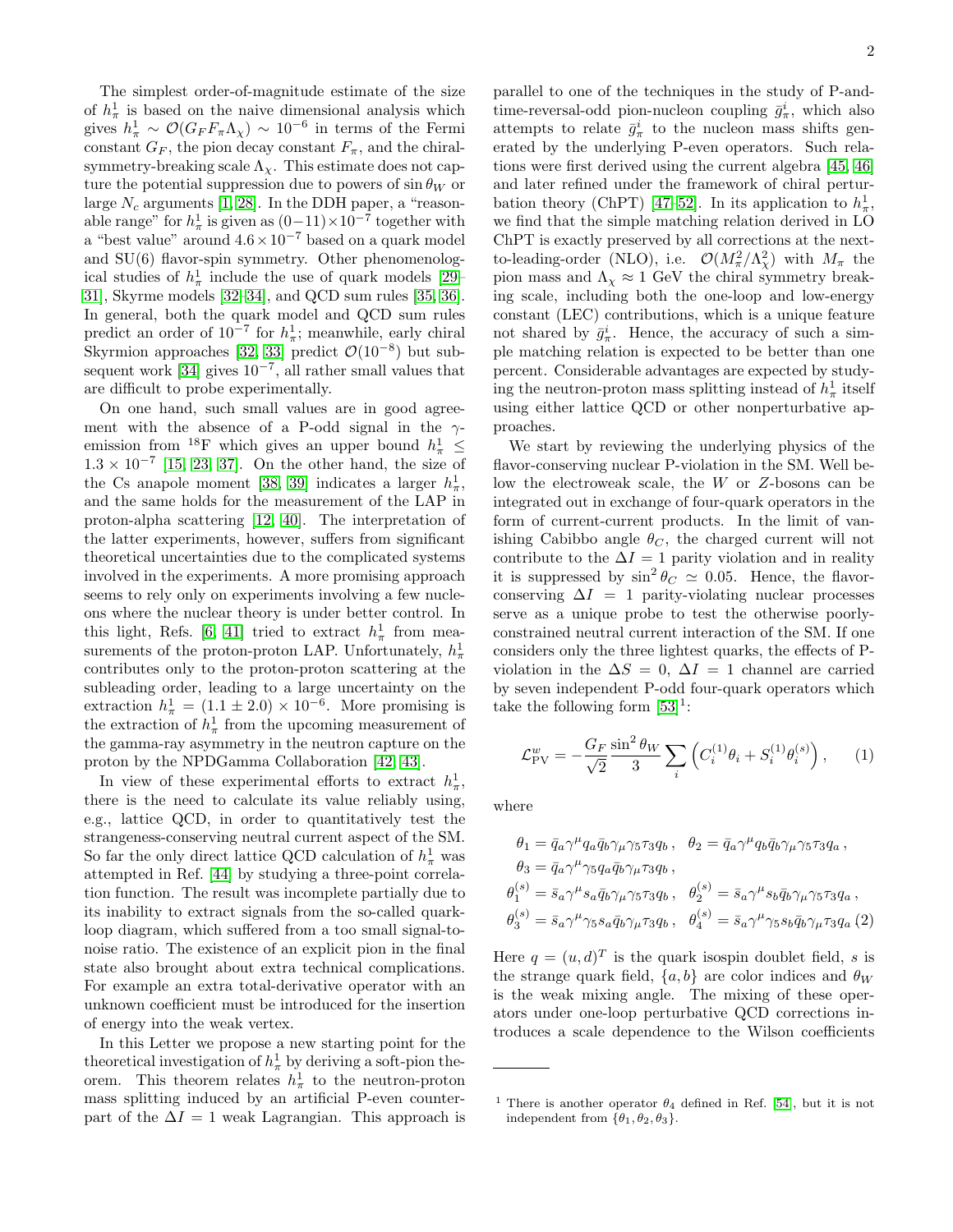The simplest order-of-magnitude estimate of the size of $h_\pi^1$ is based on the naive dimensional analysis which gives $h_\pi^1 \sim \mathcal{O}(G_F F_\pi \Lambda_\chi) \sim 10^{-6}$ in terms of the Fermi constant $G_F$, the pion decay constant $F_\pi$, and the chiral-symmetry-breaking scale $\Lambda_\chi$. This estimate does not capture the potential suppression due to powers of $\sin\theta_W$ or large $N_c$ arguments [1, 28]. In the DDH paper, a "reasonable range" for $h_\pi^1$ is given as $(0-11)\times 10^{-7}$ together with a "best value" around $4.6\times 10^{-7}$ based on a quark model and SU(6) flavor-spin symmetry. Other phenomenological studies of $h_\pi^1$ include the use of quark models [29–31], Skyrme models [32–34], and QCD sum rules [35, 36]. In general, both the quark model and QCD sum rules predict an order of $10^{-7}$ for $h_\pi^1$; meanwhile, early chiral Skyrmion approaches [32, 33] predict $\mathcal{O}(10^{-8})$ but subsequent work [34] gives $10^{-7}$, all rather small values that are difficult to probe experimentally.

On one hand, such small values are in good agreement with the absence of a P-odd signal in the $\gamma$-emission from $^{18}$F which gives an upper bound $h_\pi^1 \leq 1.3\times 10^{-7}$ [15, 23, 37]. On the other hand, the size of the Cs anapole moment [38, 39] indicates a larger $h_\pi^1$, and the same holds for the measurement of the LAP in proton-alpha scattering [12, 40]. The interpretation of the latter experiments, however, suffers from significant theoretical uncertainties due to the complicated systems involved in the experiments. A more promising approach seems to rely only on experiments involving a few nucleons where the nuclear theory is under better control. In this light, Refs. [6, 41] tried to extract $h_\pi^1$ from measurements of the proton-proton LAP. Unfortunately, $h_\pi^1$ contributes only to the proton-proton scattering at the subleading order, leading to a large uncertainty on the extraction $h_\pi^1 = (1.1\pm 2.0)\times 10^{-6}$. More promising is the extraction of $h_\pi^1$ from the upcoming measurement of the gamma-ray asymmetry in the neutron capture on the proton by the NPDGamma Collaboration [42, 43].

In view of these experimental efforts to extract $h_\pi^1$, there is the need to calculate its value reliably using, e.g., lattice QCD, in order to quantitatively test the strangeness-conserving neutral current aspect of the SM. So far the only direct lattice QCD calculation of $h_\pi^1$ was attempted in Ref. [44] by studying a three-point correlation function. The result was incomplete partially due to its inability to extract signals from the so-called quark-loop diagram, which suffered from a too small signal-to-noise ratio. The existence of an explicit pion in the final state also brought about extra technical complications. For example an extra total-derivative operator with an unknown coefficient must be introduced for the insertion of energy into the weak vertex.

In this Letter we propose a new starting point for the theoretical investigation of $h_\pi^1$ by deriving a soft-pion theorem. This theorem relates $h_\pi^1$ to the neutron-proton mass splitting induced by an artificial P-even counterpart of the $\Delta I = 1$ weak Lagrangian. This approach is parallel to one of the techniques in the study of P-and-time-reversal-odd pion-nucleon coupling $\bar{g}_\pi^i$, which also attempts to relate $\bar{g}_\pi^i$ to the nucleon mass shifts generated by the underlying P-even operators. Such relations were first derived using the current algebra [45, 46] and later refined under the framework of chiral perturbation theory (ChPT) [47–52]. In its application to $h_\pi^1$, we find that the simple matching relation derived in LO ChPT is exactly preserved by all corrections at the next-to-leading-order (NLO), i.e. $\mathcal{O}(M_\pi^2/\Lambda_\chi^2)$ with $M_\pi$ the pion mass and $\Lambda_\chi \approx 1$ GeV the chiral symmetry breaking scale, including both the one-loop and low-energy constant (LEC) contributions, which is a unique feature not shared by $\bar{g}_\pi^i$. Hence, the accuracy of such a simple matching relation is expected to be better than one percent. Considerable advantages are expected by studying the neutron-proton mass splitting instead of $h_\pi^1$ itself using either lattice QCD or other nonperturbative approaches.

We start by reviewing the underlying physics of the flavor-conserving nuclear P-violation in the SM. Well below the electroweak scale, the $W$ or $Z$-bosons can be integrated out in exchange of four-quark operators in the form of current-current products. In the limit of vanishing Cabibbo angle $\theta_C$, the charged current will not contribute to the $\Delta I = 1$ parity violation and in reality it is suppressed by $\sin^2\theta_C \simeq 0.05$. Hence, the flavor-conserving $\Delta I = 1$ parity-violating nuclear processes serve as a unique probe to test the otherwise poorly-constrained neutral current interaction of the SM. If one considers only the three lightest quarks, the effects of P-violation in the $\Delta S = 0$, $\Delta I = 1$ channel are carried by seven independent P-odd four-quark operators which take the following form [53][1]:

$$\mathcal{L}_{\rm PV}^w = -\frac{G_F}{\sqrt{2}}\frac{\sin^2\theta_W}{3}\sum_i\left(C_i^{(1)}\theta_i + S_i^{(1)}\theta_i^{(s)}\right), \qquad (1)$$

where

$$\begin{aligned}
&\theta_1 = \bar{q}_a\gamma^\mu q_a\bar{q}_b\gamma_\mu\gamma_5\tau_3 q_b\,, \quad \theta_2 = \bar{q}_a\gamma^\mu q_b\bar{q}_b\gamma_\mu\gamma_5\tau_3 q_a\,,\\
&\theta_3 = \bar{q}_a\gamma^\mu\gamma_5 q_a\bar{q}_b\gamma_\mu\tau_3 q_b\,,\\
&\theta_1^{(s)} = \bar{s}_a\gamma^\mu s_a\bar{q}_b\gamma_\mu\gamma_5\tau_3 q_b\,, \quad \theta_2^{(s)} = \bar{s}_a\gamma^\mu s_b\bar{q}_b\gamma_\mu\gamma_5\tau_3 q_a\,,\\
&\theta_3^{(s)} = \bar{s}_a\gamma^\mu\gamma_5 s_a\bar{q}_b\gamma_\mu\tau_3 q_b\,, \quad \theta_4^{(s)} = \bar{s}_a\gamma^\mu\gamma_5 s_b\bar{q}_b\gamma_\mu\tau_3 q_a \qquad (2)
\end{aligned}$$

Here $q = (u,d)^T$ is the quark isospin doublet field, $s$ is the strange quark field, $\{a,b\}$ are color indices and $\theta_W$ is the weak mixing angle. The mixing of these operators under one-loop perturbative QCD corrections introduces a scale dependence to the Wilson coefficients

[1] There is another operator $\theta_4$ defined in Ref. [54], but it is not independent from $\{\theta_1, \theta_2, \theta_3\}$.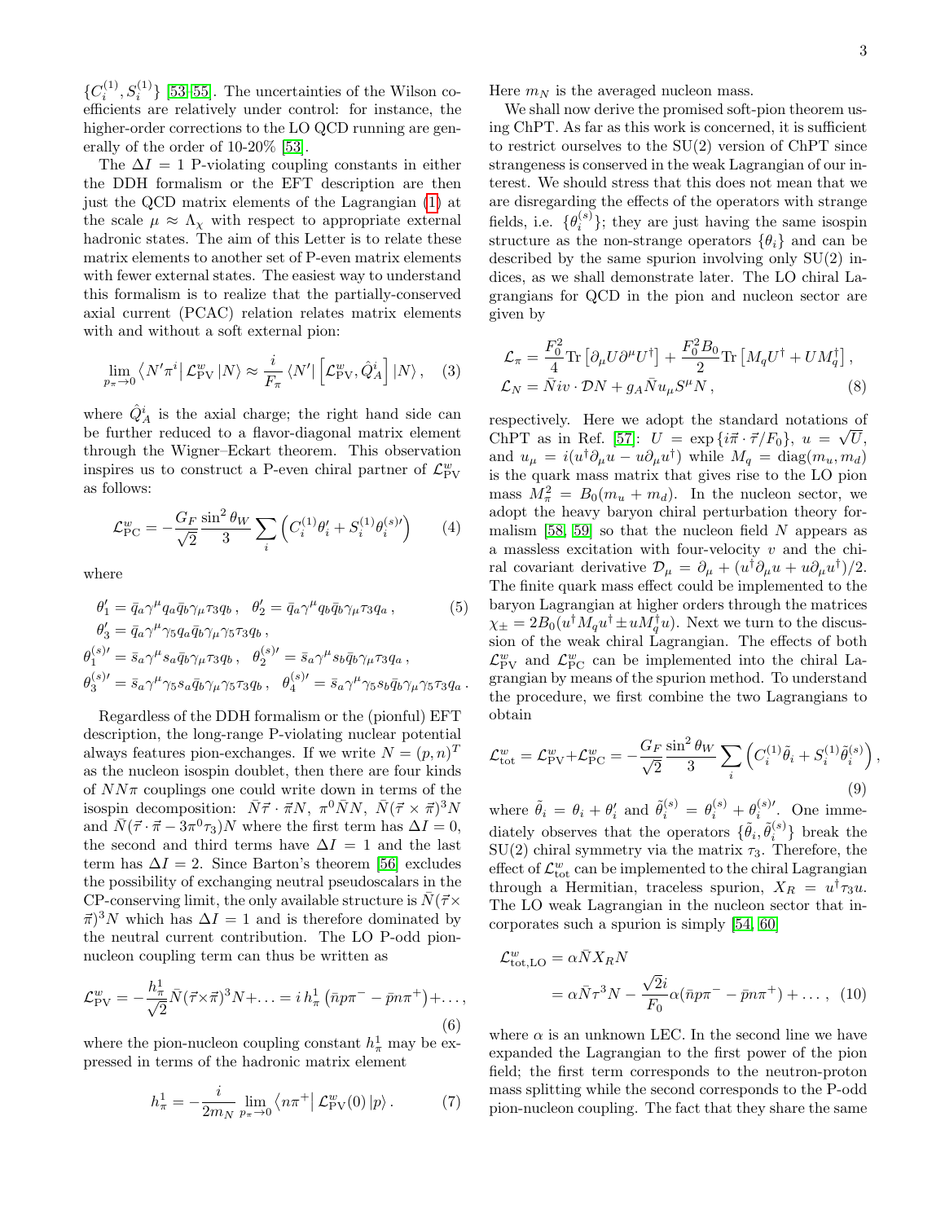$\{C_i^{(1)}, S_i^{(1)}\}$ [53–55]. The uncertainties of the Wilson coefficients are relatively under control: for instance, the higher-order corrections to the LO QCD running are generally of the order of 10-20% [53].

The $\Delta I = 1$ P-violating coupling constants in either the DDH formalism or the EFT description are then just the QCD matrix elements of the Lagrangian (1) at the scale $\mu \approx \Lambda_\chi$ with respect to appropriate external hadronic states. The aim of this Letter is to relate these matrix elements to another set of P-even matrix elements with fewer external states. The easiest way to understand this formalism is to realize that the partially-conserved axial current (PCAC) relation relates matrix elements with and without a soft external pion:

$$\lim_{p_\pi \to 0} \langle N' \pi^i | \mathcal{L}^w_{\rm PV} | N \rangle \approx \frac{i}{F_\pi} \langle N' | \left[\mathcal{L}^w_{\rm PV}, \hat{Q}^i_A\right] | N \rangle , \quad (3)$$

where $\hat{Q}^i_A$ is the axial charge; the right hand side can be further reduced to a flavor-diagonal matrix element through the Wigner–Eckart theorem. This observation inspires us to construct a P-even chiral partner of $\mathcal{L}^w_{\rm PV}$ as follows:

$$\mathcal{L}^w_{\rm PC} = -\frac{G_F}{\sqrt{2}} \frac{\sin^2\theta_W}{3} \sum_i \left( C_i^{(1)} \theta'_i + S_i^{(1)} \theta_i^{(s)\prime} \right) \quad (4)$$

where

$$\begin{aligned}
&\theta'_1 = \bar{q}_a \gamma^\mu q_a \bar{q}_b \gamma_\mu \tau_3 q_b \, , \quad \theta'_2 = \bar{q}_a \gamma^\mu q_b \bar{q}_b \gamma_\mu \tau_3 q_a \, , \quad (5)\\
&\theta'_3 = \bar{q}_a \gamma^\mu \gamma_5 q_a \bar{q}_b \gamma_\mu \gamma_5 \tau_3 q_b \, , \\
&\theta_1^{(s)\prime} = \bar{s}_a \gamma^\mu s_a \bar{q}_b \gamma_\mu \tau_3 q_b \, , \quad \theta_2^{(s)\prime} = \bar{s}_a \gamma^\mu s_b \bar{q}_b \gamma_\mu \tau_3 q_a \, , \\
&\theta_3^{(s)\prime} = \bar{s}_a \gamma^\mu \gamma_5 s_a \bar{q}_b \gamma_\mu \gamma_5 \tau_3 q_b \, , \quad \theta_4^{(s)\prime} = \bar{s}_a \gamma^\mu \gamma_5 s_b \bar{q}_b \gamma_\mu \gamma_5 \tau_3 q_a \, .
\end{aligned}$$

Regardless of the DDH formalism or the (pionful) EFT description, the long-range P-violating nuclear potential always features pion-exchanges. If we write $N = (p, n)^T$ as the nucleon isospin doublet, then there are four kinds of $NN\pi$ couplings one could write down in terms of the isospin decomposition: $\bar{N}\vec{\tau} \cdot \vec{\pi} N$, $\pi^0 \bar{N} N$, $\bar{N}(\vec{\tau} \times \vec{\pi})^3 N$ and $\bar{N}(\vec{\tau} \cdot \vec{\pi} - 3\pi^0 \tau_3) N$ where the first term has $\Delta I = 0$, the second and third terms have $\Delta I = 1$ and the last term has $\Delta I = 2$. Since Barton's theorem [56] excludes the possibility of exchanging neutral pseudoscalars in the CP-conserving limit, the only available structure is $\bar{N}(\vec{\tau} \times \vec{\pi})^3 N$ which has $\Delta I = 1$ and is therefore dominated by the neutral current contribution. The LO P-odd pion-nucleon coupling term can thus be written as

$$\mathcal{L}^w_{\rm PV} = -\frac{h^1_\pi}{\sqrt{2}} \bar{N}(\vec{\tau} \times \vec{\pi})^3 N + \ldots = i \, h^1_\pi \left( \bar{n} p \pi^- - \bar{p} n \pi^+ \right) + \ldots , \quad (6)$$

where the pion-nucleon coupling constant $h^1_\pi$ may be expressed in terms of the hadronic matrix element

$$h^1_\pi = -\frac{i}{2 m_N} \lim_{p_\pi \to 0} \langle n \pi^+ | \mathcal{L}^w_{\rm PV}(0) | p \rangle . \quad (7)$$

Here $m_N$ is the averaged nucleon mass.

We shall now derive the promised soft-pion theorem using ChPT. As far as this work is concerned, it is sufficient to restrict ourselves to the SU(2) version of ChPT since strangeness is conserved in the weak Lagrangian of our interest. We should stress that this does not mean that we are disregarding the effects of the operators with strange fields, i.e. $\{\theta_i^{(s)}\}$; they are just having the same isospin structure as the non-strange operators $\{\theta_i\}$ and can be described by the same spurion involving only SU(2) indices, as we shall demonstrate later. The LO chiral Lagrangians for QCD in the pion and nucleon sector are given by

$$\begin{aligned}
\mathcal{L}_\pi &= \frac{F_0^2}{4} \mathrm{Tr}\left[\partial_\mu U \partial^\mu U^\dagger\right] + \frac{F_0^2 B_0}{2} \mathrm{Tr}\left[M_q U^\dagger + U M_q^\dagger\right] , \\
\mathcal{L}_N &= \bar{N} i v \cdot \mathcal{D} N + g_A \bar{N} u_\mu S^\mu N , \quad (8)
\end{aligned}$$

respectively. Here we adopt the standard notations of ChPT as in Ref. [57]: $U = \exp\{i \vec{\pi} \cdot \vec{\tau}/F_0\}$, $u = \sqrt{U}$, and $u_\mu = i(u^\dagger \partial_\mu u - u \partial_\mu u^\dagger)$ while $M_q = \mathrm{diag}(m_u, m_d)$ is the quark mass matrix that gives rise to the LO pion mass $M_\pi^2 = B_0(m_u + m_d)$. In the nucleon sector, we adopt the heavy baryon chiral perturbation theory formalism [58, 59] so that the nucleon field $N$ appears as a massless excitation with four-velocity $v$ and the chiral covariant derivative $\mathcal{D}_\mu = \partial_\mu + (u^\dagger \partial_\mu u + u \partial_\mu u^\dagger)/2$. The finite quark mass effect could be implemented to the baryon Lagrangian at higher orders through the matrices $\chi_\pm = 2B_0(u^\dagger M_q u^\dagger \pm u M_q^\dagger u)$. Next we turn to the discussion of the weak chiral Lagrangian. The effects of both $\mathcal{L}^w_{\rm PV}$ and $\mathcal{L}^w_{\rm PC}$ can be implemented into the chiral Lagrangian by means of the spurion method. To understand the procedure, we first combine the two Lagrangians to obtain

$$\mathcal{L}^w_{\rm tot} = \mathcal{L}^w_{\rm PV} + \mathcal{L}^w_{\rm PC} = -\frac{G_F}{\sqrt{2}} \frac{\sin^2\theta_W}{3} \sum_i \left( C_i^{(1)} \tilde{\theta}_i + S_i^{(1)} \tilde{\theta}_i^{(s)} \right) , \quad (9)$$

where $\tilde{\theta}_i = \theta_i + \theta'_i$ and $\tilde{\theta}_i^{(s)} = \theta_i^{(s)} + \theta_i^{(s)\prime}$. One immediately observes that the operators $\{\tilde{\theta}_i, \tilde{\theta}_i^{(s)}\}$ break the SU(2) chiral symmetry via the matrix $\tau_3$. Therefore, the effect of $\mathcal{L}^w_{\rm tot}$ can be implemented to the chiral Lagrangian through a Hermitian, traceless spurion, $X_R = u^\dagger \tau_3 u$. The LO weak Lagrangian in the nucleon sector that incorporates such a spurion is simply [54, 60]

$$\begin{aligned}
\mathcal{L}^w_{\rm tot,LO} &= \alpha \bar{N} X_R N \\
&= \alpha \bar{N} \tau^3 N - \frac{\sqrt{2} i}{F_0} \alpha (\bar{n} p \pi^- - \bar{p} n \pi^+) + \ldots , \quad (10)
\end{aligned}$$

where $\alpha$ is an unknown LEC. In the second line we have expanded the Lagrangian to the first power of the pion field; the first term corresponds to the neutron-proton mass splitting while the second corresponds to the P-odd pion-nucleon coupling. The fact that they share the same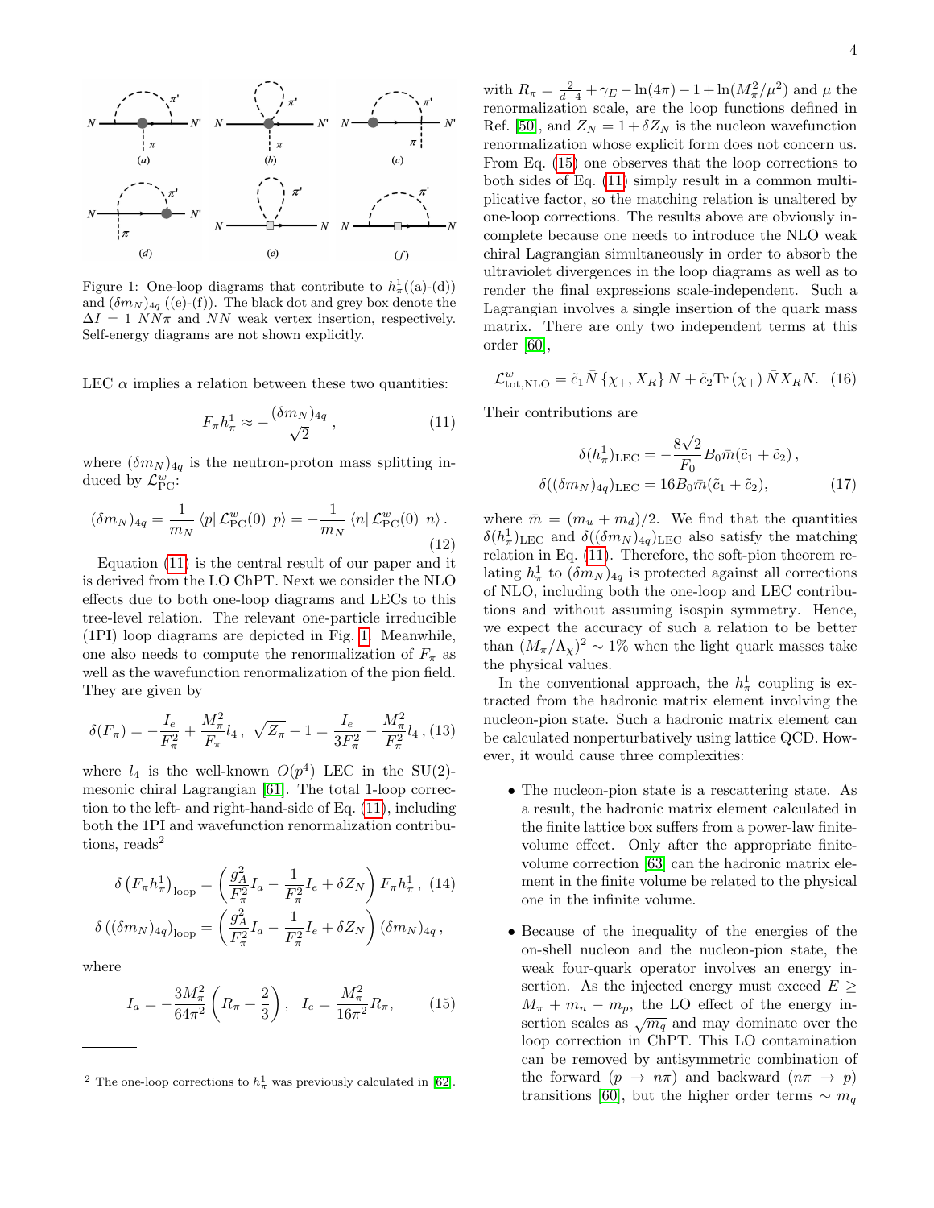Figure 1: One-loop diagrams that contribute to $h_\pi^1$((a)-(d)) and $(\delta m_N)_{4q}$ ((e)-(f)). The black dot and grey box denote the $\Delta I = 1$ $NN\pi$ and $NN$ weak vertex insertion, respectively. Self-energy diagrams are not shown explicitly.

LEC $\alpha$ implies a relation between these two quantities:

$$F_\pi h_\pi^1 \approx -\frac{(\delta m_N)_{4q}}{\sqrt{2}}\,, \tag{11}$$

where $(\delta m_N)_{4q}$ is the neutron-proton mass splitting induced by $\mathcal{L}^w_{\rm PC}$:

$$(\delta m_N)_{4q} = \frac{1}{m_N}\langle p|\,\mathcal{L}^w_{\rm PC}(0)\,|p\rangle = -\frac{1}{m_N}\langle n|\,\mathcal{L}^w_{\rm PC}(0)\,|n\rangle\,. \tag{12}$$

Equation (11) is the central result of our paper and it is derived from the LO ChPT. Next we consider the NLO effects due to both one-loop diagrams and LECs to this tree-level relation. The relevant one-particle irreducible (1PI) loop diagrams are depicted in Fig. 1. Meanwhile, one also needs to compute the renormalization of $F_\pi$ as well as the wavefunction renormalization of the pion field. They are given by

$$\delta(F_\pi) = -\frac{I_e}{F_\pi^2} + \frac{M_\pi^2}{F_\pi}l_4\,,\ \sqrt{Z_\pi} - 1 = \frac{I_e}{3F_\pi^2} - \frac{M_\pi^2}{F_\pi^2}l_4\,, \tag{13}$$

where $l_4$ is the well-known $O(p^4)$ LEC in the SU(2)-mesonic chiral Lagrangian [61]. The total 1-loop correction to the left- and right-hand-side of Eq. (11), including both the 1PI and wavefunction renormalization contributions, reads[2]

$$\delta\left(F_\pi h_\pi^1\right)_{\rm loop} = \left(\frac{g_A^2}{F_\pi^2}I_a - \frac{1}{F_\pi^2}I_e + \delta Z_N\right)F_\pi h_\pi^1\,, \tag{14}$$
$$\delta\left((\delta m_N)_{4q}\right)_{\rm loop} = \left(\frac{g_A^2}{F_\pi^2}I_a - \frac{1}{F_\pi^2}I_e + \delta Z_N\right)(\delta m_N)_{4q}\,,$$

where

$$I_a = -\frac{3M_\pi^2}{64\pi^2}\left(R_\pi + \frac{2}{3}\right),\quad I_e = \frac{M_\pi^2}{16\pi^2}R_\pi, \tag{15}$$

with $R_\pi = \frac{2}{d-4} + \gamma_E - \ln(4\pi) - 1 + \ln(M_\pi^2/\mu^2)$ and $\mu$ the renormalization scale, are the loop functions defined in Ref. [50], and $Z_N = 1 + \delta Z_N$ is the nucleon wavefunction renormalization whose explicit form does not concern us. From Eq. (15) one observes that the loop corrections to both sides of Eq. (11) simply result in a common multiplicative factor, so the matching relation is unaltered by one-loop corrections. The results above are obviously incomplete because one needs to introduce the NLO weak chiral Lagrangian simultaneously in order to absorb the ultraviolet divergences in the loop diagrams as well as to render the final expressions scale-independent. Such a Lagrangian involves a single insertion of the quark mass matrix. There are only two independent terms at this order [60],

$$\mathcal{L}^w_{\rm tot,NLO} = \tilde{c}_1\bar{N}\left\{\chi_+, X_R\right\}N + \tilde{c}_2{\rm Tr}\left(\chi_+\right)\bar{N}X_R N. \tag{16}$$

Their contributions are

$$\delta(h_\pi^1)_{\rm LEC} = -\frac{8\sqrt{2}}{F_0}B_0\bar{m}(\tilde{c}_1 + \tilde{c}_2)\,,$$
$$\delta((\delta m_N)_{4q})_{\rm LEC} = 16B_0\bar{m}(\tilde{c}_1 + \tilde{c}_2), \tag{17}$$

where $\bar{m} = (m_u + m_d)/2$. We find that the quantities $\delta(h_\pi^1)_{\rm LEC}$ and $\delta((\delta m_N)_{4q})_{\rm LEC}$ also satisfy the matching relation in Eq. (11). Therefore, the soft-pion theorem relating $h_\pi^1$ to $(\delta m_N)_{4q}$ is protected against all corrections of NLO, including both the one-loop and LEC contributions and without assuming isospin symmetry. Hence, we expect the accuracy of such a relation to be better than $(M_\pi/\Lambda_\chi)^2 \sim 1\%$ when the light quark masses take the physical values.

In the conventional approach, the $h_\pi^1$ coupling is extracted from the hadronic matrix element involving the nucleon-pion state. Such a hadronic matrix element can be calculated nonperturbatively using lattice QCD. However, it would cause three complexities:

- The nucleon-pion state is a rescattering state. As a result, the hadronic matrix element calculated in the finite lattice box suffers from a power-law finite-volume effect. Only after the appropriate finite-volume correction [63] can the hadronic matrix element in the finite volume be related to the physical one in the infinite volume.

- Because of the inequality of the energies of the on-shell nucleon and the nucleon-pion state, the weak four-quark operator involves an energy insertion. As the injected energy must exceed $E \geq M_\pi + m_n - m_p$, the LO effect of the energy insertion scales as $\sqrt{m_q}$ and may dominate over the loop correction in ChPT. This LO contamination can be removed by antisymmetric combination of the forward ($p \to n\pi$) and backward ($n\pi \to p$) transitions [60], but the higher order terms $\sim m_q$

---

[2] The one-loop corrections to $h_\pi^1$ was previously calculated in [62].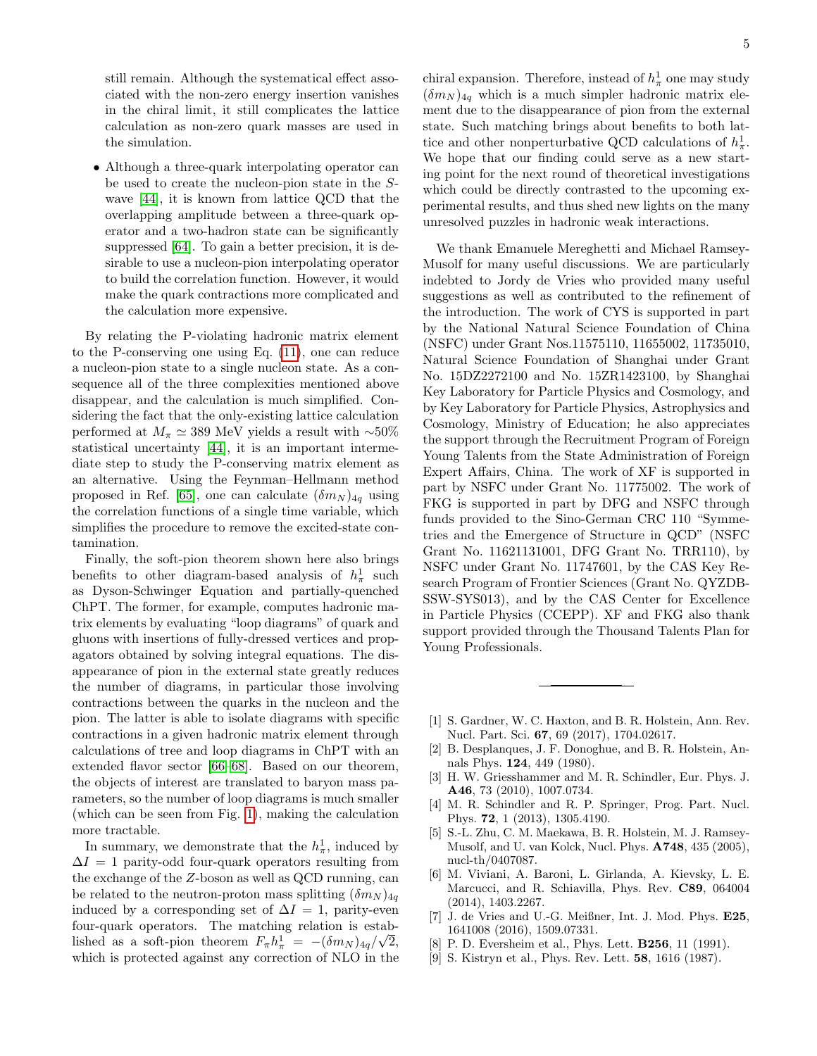still remain. Although the systematical effect associated with the non-zero energy insertion vanishes in the chiral limit, it still complicates the lattice calculation as non-zero quark masses are used in the simulation.

- Although a three-quark interpolating operator can be used to create the nucleon-pion state in the $S$-wave [44], it is known from lattice QCD that the overlapping amplitude between a three-quark operator and a two-hadron state can be significantly suppressed [64]. To gain a better precision, it is desirable to use a nucleon-pion interpolating operator to build the correlation function. However, it would make the quark contractions more complicated and the calculation more expensive.

By relating the P-violating hadronic matrix element to the P-conserving one using Eq. (11), one can reduce a nucleon-pion state to a single nucleon state. As a consequence all of the three complexities mentioned above disappear, and the calculation is much simplified. Considering the fact that the only-existing lattice calculation performed at $M_\pi \simeq 389$ MeV yields a result with $\sim$50% statistical uncertainty [44], it is an important intermediate step to study the P-conserving matrix element as an alternative. Using the Feynman–Hellmann method proposed in Ref. [65], one can calculate $(\delta m_N)_{4q}$ using the correlation functions of a single time variable, which simplifies the procedure to remove the excited-state contamination.

Finally, the soft-pion theorem shown here also brings benefits to other diagram-based analysis of $h_\pi^1$ such as Dyson-Schwinger Equation and partially-quenched ChPT. The former, for example, computes hadronic matrix elements by evaluating "loop diagrams" of quark and gluons with insertions of fully-dressed vertices and propagators obtained by solving integral equations. The disappearance of pion in the external state greatly reduces the number of diagrams, in particular those involving contractions between the quarks in the nucleon and the pion. The latter is able to isolate diagrams with specific contractions in a given hadronic matrix element through calculations of tree and loop diagrams in ChPT with an extended flavor sector [66–68]. Based on our theorem, the objects of interest are translated to baryon mass parameters, so the number of loop diagrams is much smaller (which can be seen from Fig. 1), making the calculation more tractable.

In summary, we demonstrate that the $h_\pi^1$, induced by $\Delta I = 1$ parity-odd four-quark operators resulting from the exchange of the $Z$-boson as well as QCD running, can be related to the neutron-proton mass splitting $(\delta m_N)_{4q}$ induced by a corresponding set of $\Delta I = 1$, parity-even four-quark operators. The matching relation is established as a soft-pion theorem $F_\pi h_\pi^1 = -(\delta m_N)_{4q}/\sqrt{2}$, which is protected against any correction of NLO in the chiral expansion. Therefore, instead of $h_\pi^1$ one may study $(\delta m_N)_{4q}$ which is a much simpler hadronic matrix element due to the disappearance of pion from the external state. Such matching brings about benefits to both lattice and other nonperturbative QCD calculations of $h_\pi^1$. We hope that our finding could serve as a new starting point for the next round of theoretical investigations which could be directly contrasted to the upcoming experimental results, and thus shed new lights on the many unresolved puzzles in hadronic weak interactions.

We thank Emanuele Mereghetti and Michael Ramsey-Musolf for many useful discussions. We are particularly indebted to Jordy de Vries who provided many useful suggestions as well as contributed to the refinement of the introduction. The work of CYS is supported in part by the National Natural Science Foundation of China (NSFC) under Grant Nos.11575110, 11655002, 11735010, Natural Science Foundation of Shanghai under Grant No. 15DZ2272100 and No. 15ZR1423100, by Shanghai Key Laboratory for Particle Physics and Cosmology, and by Key Laboratory for Particle Physics, Astrophysics and Cosmology, Ministry of Education; he also appreciates the support through the Recruitment Program of Foreign Young Talents from the State Administration of Foreign Expert Affairs, China. The work of XF is supported in part by NSFC under Grant No. 11775002. The work of FKG is supported in part by DFG and NSFC through funds provided to the Sino-German CRC 110 "Symmetries and the Emergence of Structure in QCD" (NSFC Grant No. 11621131001, DFG Grant No. TRR110), by NSFC under Grant No. 11747601, by the CAS Key Research Program of Frontier Sciences (Grant No. QYZDB-SSW-SYS013), and by the CAS Center for Excellence in Particle Physics (CCEPP). XF and FKG also thank support provided through the Thousand Talents Plan for Young Professionals.

---

[1] S. Gardner, W. C. Haxton, and B. R. Holstein, Ann. Rev. Nucl. Part. Sci. **67**, 69 (2017), 1704.02617.

[2] B. Desplanques, J. F. Donoghue, and B. R. Holstein, Annals Phys. **124**, 449 (1980).

[3] H. W. Griesshammer and M. R. Schindler, Eur. Phys. J. **A46**, 73 (2010), 1007.0734.

[4] M. R. Schindler and R. P. Springer, Prog. Part. Nucl. Phys. **72**, 1 (2013), 1305.4190.

[5] S.-L. Zhu, C. M. Maekawa, B. R. Holstein, M. J. Ramsey-Musolf, and U. van Kolck, Nucl. Phys. **A748**, 435 (2005), nucl-th/0407087.

[6] M. Viviani, A. Baroni, L. Girlanda, A. Kievsky, L. E. Marcucci, and R. Schiavilla, Phys. Rev. **C89**, 064004 (2014), 1403.2267.

[7] J. de Vries and U.-G. Meißner, Int. J. Mod. Phys. **E25**, 1641008 (2016), 1509.07331.

[8] P. D. Eversheim et al., Phys. Lett. **B256**, 11 (1991).

[9] S. Kistryn et al., Phys. Rev. Lett. **58**, 1616 (1987).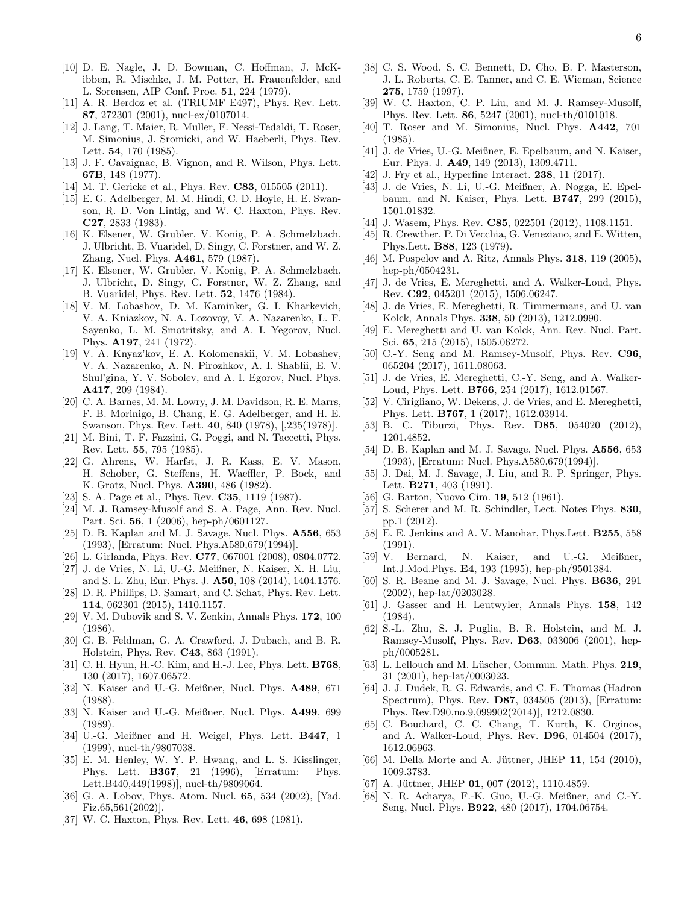[10] D. E. Nagle, J. D. Bowman, C. Hoffman, J. McKibben, R. Mischke, J. M. Potter, H. Frauenfelder, and L. Sorensen, AIP Conf. Proc. **51**, 224 (1979).

[11] A. R. Berdoz et al. (TRIUMF E497), Phys. Rev. Lett. **87**, 272301 (2001), nucl-ex/0107014.

[12] J. Lang, T. Maier, R. Muller, F. Nessi-Tedaldi, T. Roser, M. Simonius, J. Sromicki, and W. Haeberli, Phys. Rev. Lett. **54**, 170 (1985).

[13] J. F. Cavaignac, B. Vignon, and R. Wilson, Phys. Lett. **67B**, 148 (1977).

[14] M. T. Gericke et al., Phys. Rev. **C83**, 015505 (2011).

[15] E. G. Adelberger, M. M. Hindi, C. D. Hoyle, H. E. Swanson, R. D. Von Lintig, and W. C. Haxton, Phys. Rev. **C27**, 2833 (1983).

[16] K. Elsener, W. Grubler, V. Konig, P. A. Schmelzbach, J. Ulbricht, B. Vuaridel, D. Singy, C. Forstner, and W. Z. Zhang, Nucl. Phys. **A461**, 579 (1987).

[17] K. Elsener, W. Grubler, V. Konig, P. A. Schmelzbach, J. Ulbricht, D. Singy, C. Forstner, W. Z. Zhang, and B. Vuaridel, Phys. Rev. Lett. **52**, 1476 (1984).

[18] V. M. Lobashov, D. M. Kaminker, G. I. Kharkevich, V. A. Kniazkov, N. A. Lozovoy, V. A. Nazarenko, L. F. Sayenko, L. M. Smotritsky, and A. I. Yegorov, Nucl. Phys. **A197**, 241 (1972).

[19] V. A. Knyaz'kov, E. A. Kolomenskii, V. M. Lobashev, V. A. Nazarenko, A. N. Pirozhkov, A. I. Shablii, E. V. Shul'gina, Y. V. Sobolev, and A. I. Egorov, Nucl. Phys. **A417**, 209 (1984).

[20] C. A. Barnes, M. M. Lowry, J. M. Davidson, R. E. Marrs, F. B. Morinigo, B. Chang, E. G. Adelberger, and H. E. Swanson, Phys. Rev. Lett. **40**, 840 (1978), [,235(1978)].

[21] M. Bini, T. F. Fazzini, G. Poggi, and N. Taccetti, Phys. Rev. Lett. **55**, 795 (1985).

[22] G. Ahrens, W. Harfst, J. R. Kass, E. V. Mason, H. Schober, G. Steffens, H. Waeffler, P. Bock, and K. Grotz, Nucl. Phys. **A390**, 486 (1982).

[23] S. A. Page et al., Phys. Rev. **C35**, 1119 (1987).

[24] M. J. Ramsey-Musolf and S. A. Page, Ann. Rev. Nucl. Part. Sci. **56**, 1 (2006), hep-ph/0601127.

[25] D. B. Kaplan and M. J. Savage, Nucl. Phys. **A556**, 653 (1993), [Erratum: Nucl. Phys.A580,679(1994)].

[26] L. Girlanda, Phys. Rev. **C77**, 067001 (2008), 0804.0772.

[27] J. de Vries, N. Li, U.-G. Meißner, N. Kaiser, X. H. Liu, and S. L. Zhu, Eur. Phys. J. **A50**, 108 (2014), 1404.1576.

[28] D. R. Phillips, D. Samart, and C. Schat, Phys. Rev. Lett. **114**, 062301 (2015), 1410.1157.

[29] V. M. Dubovik and S. V. Zenkin, Annals Phys. **172**, 100 (1986).

[30] G. B. Feldman, G. A. Crawford, J. Dubach, and B. R. Holstein, Phys. Rev. **C43**, 863 (1991).

[31] C. H. Hyun, H.-C. Kim, and H.-J. Lee, Phys. Lett. **B768**, 130 (2017), 1607.06572.

[32] N. Kaiser and U.-G. Meißner, Nucl. Phys. **A489**, 671 (1988).

[33] N. Kaiser and U.-G. Meißner, Nucl. Phys. **A499**, 699 (1989).

[34] U.-G. Meißner and H. Weigel, Phys. Lett. **B447**, 1 (1999), nucl-th/9807038.

[35] E. M. Henley, W. Y. P. Hwang, and L. S. Kisslinger, Phys. Lett. **B367**, 21 (1996), [Erratum: Phys. Lett.B440,449(1998)], nucl-th/9809064.

[36] G. A. Lobov, Phys. Atom. Nucl. **65**, 534 (2002), [Yad. Fiz.65,561(2002)].

[37] W. C. Haxton, Phys. Rev. Lett. **46**, 698 (1981).

[38] C. S. Wood, S. C. Bennett, D. Cho, B. P. Masterson, J. L. Roberts, C. E. Tanner, and C. E. Wieman, Science **275**, 1759 (1997).

[39] W. C. Haxton, C. P. Liu, and M. J. Ramsey-Musolf, Phys. Rev. Lett. **86**, 5247 (2001), nucl-th/0101018.

[40] T. Roser and M. Simonius, Nucl. Phys. **A442**, 701 (1985).

[41] J. de Vries, U.-G. Meißner, E. Epelbaum, and N. Kaiser, Eur. Phys. J. **A49**, 149 (2013), 1309.4711.

[42] J. Fry et al., Hyperfine Interact. **238**, 11 (2017).

[43] J. de Vries, N. Li, U.-G. Meißner, A. Nogga, E. Epelbaum, and N. Kaiser, Phys. Lett. **B747**, 299 (2015), 1501.01832.

[44] J. Wasem, Phys. Rev. **C85**, 022501 (2012), 1108.1151.

[45] R. Crewther, P. Di Vecchia, G. Veneziano, and E. Witten, Phys.Lett. **B88**, 123 (1979).

[46] M. Pospelov and A. Ritz, Annals Phys. **318**, 119 (2005), hep-ph/0504231.

[47] J. de Vries, E. Mereghetti, and A. Walker-Loud, Phys. Rev. **C92**, 045201 (2015), 1506.06247.

[48] J. de Vries, E. Mereghetti, R. Timmermans, and U. van Kolck, Annals Phys. **338**, 50 (2013), 1212.0990.

[49] E. Mereghetti and U. van Kolck, Ann. Rev. Nucl. Part. Sci. **65**, 215 (2015), 1505.06272.

[50] C.-Y. Seng and M. Ramsey-Musolf, Phys. Rev. **C96**, 065204 (2017), 1611.08063.

[51] J. de Vries, E. Mereghetti, C.-Y. Seng, and A. Walker-Loud, Phys. Lett. **B766**, 254 (2017), 1612.01567.

[52] V. Cirigliano, W. Dekens, J. de Vries, and E. Mereghetti, Phys. Lett. **B767**, 1 (2017), 1612.03914.

[53] B. C. Tiburzi, Phys. Rev. **D85**, 054020 (2012), 1201.4852.

[54] D. B. Kaplan and M. J. Savage, Nucl. Phys. **A556**, 653 (1993), [Erratum: Nucl. Phys.A580,679(1994)].

[55] J. Dai, M. J. Savage, J. Liu, and R. P. Springer, Phys. Lett. **B271**, 403 (1991).

[56] G. Barton, Nuovo Cim. **19**, 512 (1961).

[57] S. Scherer and M. R. Schindler, Lect. Notes Phys. **830**, pp.1 (2012).

[58] E. E. Jenkins and A. V. Manohar, Phys.Lett. **B255**, 558 (1991).

[59] V. Bernard, N. Kaiser, and U.-G. Meißner, Int.J.Mod.Phys. **E4**, 193 (1995), hep-ph/9501384.

[60] S. R. Beane and M. J. Savage, Nucl. Phys. **B636**, 291 (2002), hep-lat/0203028.

[61] J. Gasser and H. Leutwyler, Annals Phys. **158**, 142 (1984).

[62] S.-L. Zhu, S. J. Puglia, B. R. Holstein, and M. J. Ramsey-Musolf, Phys. Rev. **D63**, 033006 (2001), hep-ph/0005281.

[63] L. Lellouch and M. Lüscher, Commun. Math. Phys. **219**, 31 (2001), hep-lat/0003023.

[64] J. J. Dudek, R. G. Edwards, and C. E. Thomas (Hadron Spectrum), Phys. Rev. **D87**, 034505 (2013), [Erratum: Phys. Rev.D90,no.9,099902(2014)], 1212.0830.

[65] C. Bouchard, C. C. Chang, T. Kurth, K. Orginos, and A. Walker-Loud, Phys. Rev. **D96**, 014504 (2017), 1612.06963.

[66] M. Della Morte and A. Jüttner, JHEP **11**, 154 (2010), 1009.3783.

[67] A. Jüttner, JHEP **01**, 007 (2012), 1110.4859.

[68] N. R. Acharya, F.-K. Guo, U.-G. Meißner, and C.-Y. Seng, Nucl. Phys. **B922**, 480 (2017), 1704.06754.